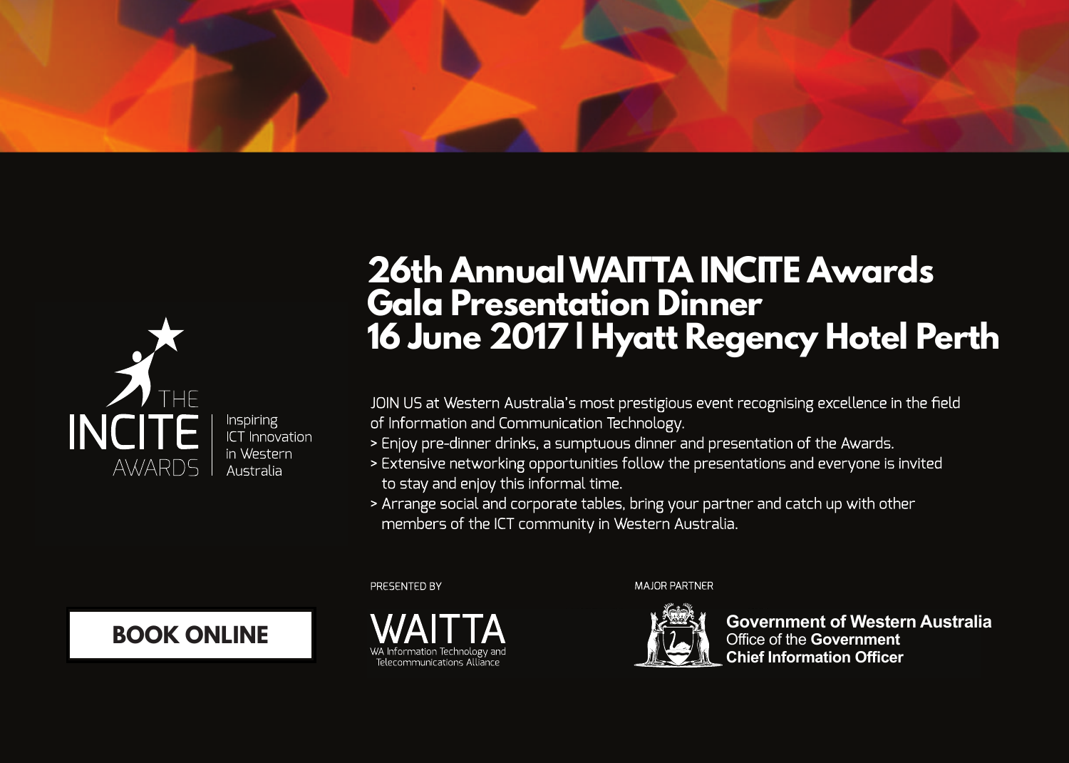# 26th Annual WAITTA INCITE Awards Gala Presentation Dinner 16 June 2017 | Hyatt Regency Hotel Perth

THE INCITE AWARDS

Inspiring ICT Innovation in Western Australia

JOIN US at Western Australia's most prestigious event recognising excellence in the field of Information and Communication Technology.

> Enjoy pre-dinner drinks, a sumptuous dinner and presentation of the Awards.

> Extensive networking opportunities follow the presentations and everyone is invited to stay and enjoy this informal time.

> Arrange social and corporate tables, bring your partner and catch up with other members of the ICT community in Western Australia.

**BOOK ONLINE**

PRESENTED BY

WAITTA
WA Information Technology and Telecommunications Alliance

MAJOR PARTNER

**Government of Western Australia**
Office of the **Government Chief Information Officer**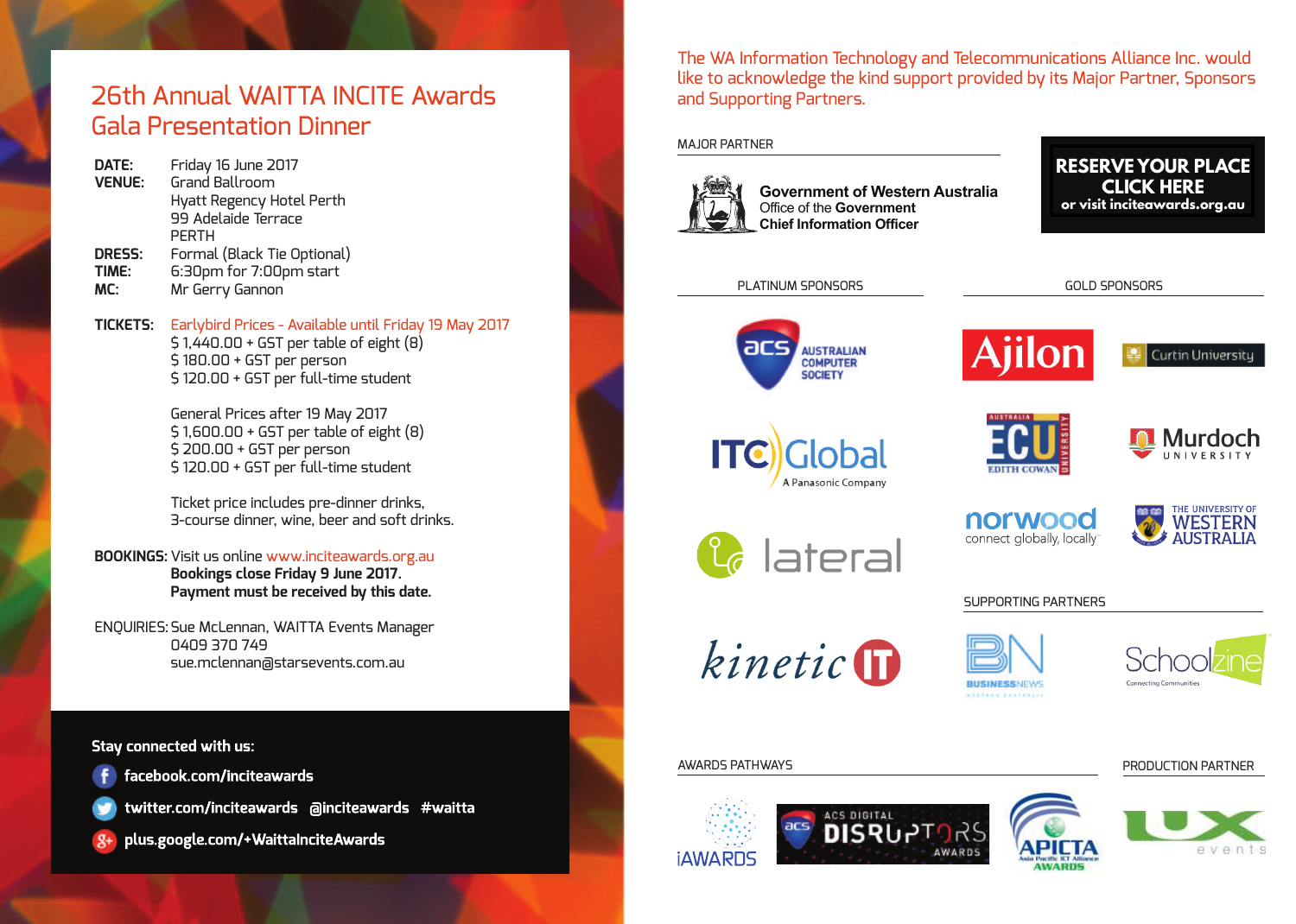# 26th Annual WAITTA INCITE Awards Gala Presentation Dinner

**DATE:** Friday 16 June 2017
**VENUE:** Grand Ballroom
Hyatt Regency Hotel Perth
99 Adelaide Terrace
PERTH
**DRESS:** Formal (Black Tie Optional)
**TIME:** 6:30pm for 7:00pm start
**MC:** Mr Gerry Gannon

**TICKETS:** Earlybird Prices - Available until Friday 19 May 2017
$ 1,440.00 + GST per table of eight (8)
$ 180.00 + GST per person
$ 120.00 + GST per full-time student

General Prices after 19 May 2017
$ 1,600.00 + GST per table of eight (8)
$ 200.00 + GST per person
$ 120.00 + GST per full-time student

Ticket price includes pre-dinner drinks, 3-course dinner, wine, beer and soft drinks.

**BOOKINGS:** Visit us online www.inciteawards.org.au
**Bookings close Friday 9 June 2017.**
**Payment must be received by this date.**

ENQUIRIES: Sue McLennan, WAITTA Events Manager
0409 370 749
sue.mclennan@starsevents.com.au

**Stay connected with us:**

- facebook.com/inciteawards
- twitter.com/inciteawards @inciteawards #waitta
- plus.google.com/+WaittaInciteAwards

The WA Information Technology and Telecommunications Alliance Inc. would like to acknowledge the kind support provided by its Major Partner, Sponsors and Supporting Partners.

MAJOR PARTNER

**Government of Western Australia**
Office of the Government
**Chief Information Officer**

**RESERVE YOUR PLACE CLICK HERE**
**or visit inciteawards.org.au**

PLATINUM SPONSORS

ACS Australian Computer Society
ITC Global – A Panasonic Company
lateral
kinetic IT

GOLD SPONSORS

Ajilon
Curtin University
ECU Edith Cowan University
Murdoch University
norwood – connect globally, locally
The University of Western Australia

SUPPORTING PARTNERS

BN Business News Western Australia
Schoolzine – Connecting Communities

AWARDS PATHWAYS

iAWARDS
ACS Digital Disruptors Awards
APICTA Asia Pacific ICT Alliance Awards

PRODUCTION PARTNER

LUX events